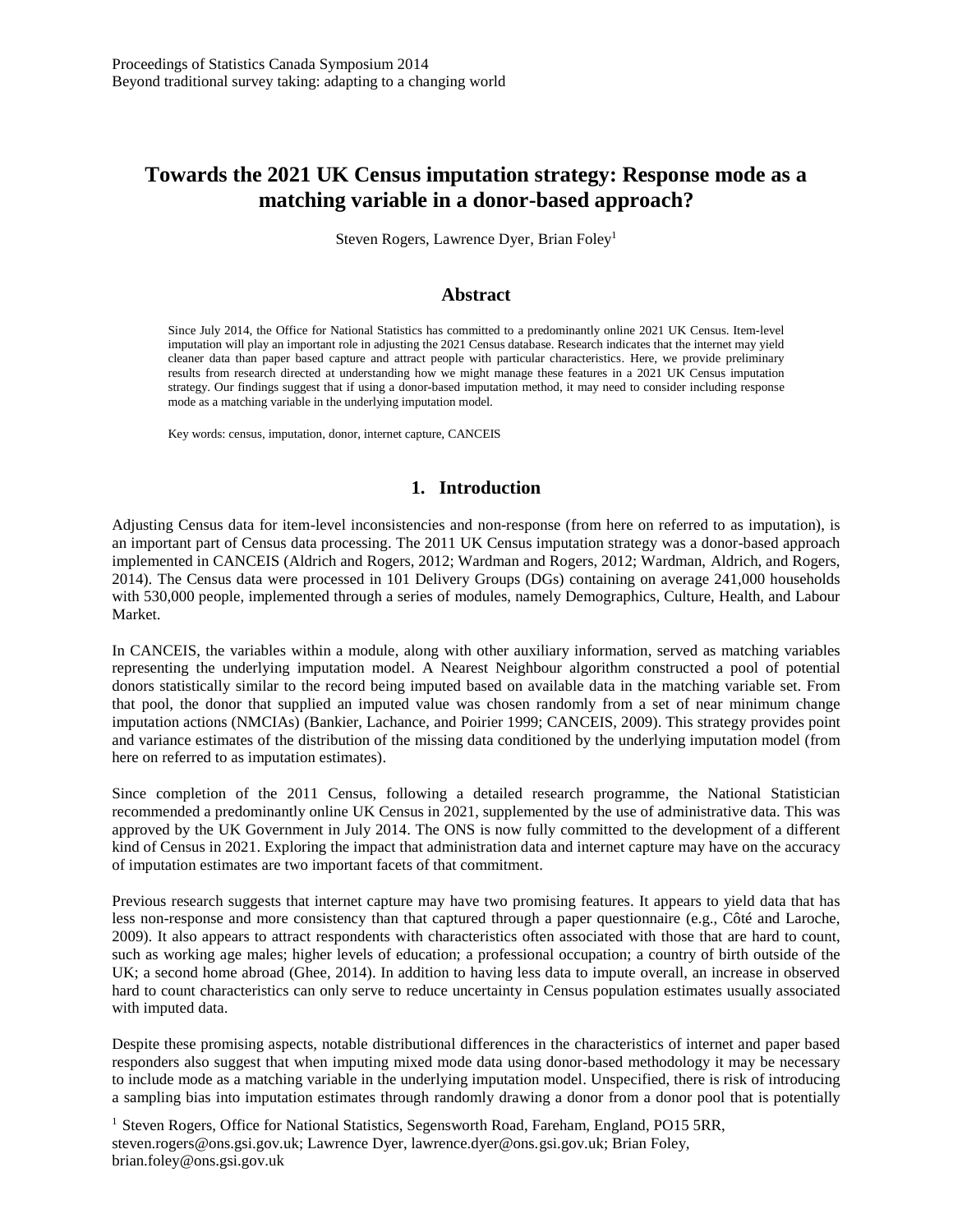Proceedings of Statistics Canada Symposium 2014
Beyond traditional survey taking: adapting to a changing world

# Towards the 2021 UK Census imputation strategy: Response mode as a matching variable in a donor-based approach?

Steven Rogers, Lawrence Dyer, Brian Foley[1]

## Abstract

Since July 2014, the Office for National Statistics has committed to a predominantly online 2021 UK Census. Item-level imputation will play an important role in adjusting the 2021 Census database. Research indicates that the internet may yield cleaner data than paper based capture and attract people with particular characteristics. Here, we provide preliminary results from research directed at understanding how we might manage these features in a 2021 UK Census imputation strategy. Our findings suggest that if using a donor-based imputation method, it may need to consider including response mode as a matching variable in the underlying imputation model.

Key words: census, imputation, donor, internet capture, CANCEIS

## 1. Introduction

Adjusting Census data for item-level inconsistencies and non-response (from here on referred to as imputation), is an important part of Census data processing. The 2011 UK Census imputation strategy was a donor-based approach implemented in CANCEIS (Aldrich and Rogers, 2012; Wardman and Rogers, 2012; Wardman, Aldrich, and Rogers, 2014). The Census data were processed in 101 Delivery Groups (DGs) containing on average 241,000 households with 530,000 people, implemented through a series of modules, namely Demographics, Culture, Health, and Labour Market.

In CANCEIS, the variables within a module, along with other auxiliary information, served as matching variables representing the underlying imputation model. A Nearest Neighbour algorithm constructed a pool of potential donors statistically similar to the record being imputed based on available data in the matching variable set. From that pool, the donor that supplied an imputed value was chosen randomly from a set of near minimum change imputation actions (NMCIAs) (Bankier, Lachance, and Poirier 1999; CANCEIS, 2009). This strategy provides point and variance estimates of the distribution of the missing data conditioned by the underlying imputation model (from here on referred to as imputation estimates).

Since completion of the 2011 Census, following a detailed research programme, the National Statistician recommended a predominantly online UK Census in 2021, supplemented by the use of administrative data. This was approved by the UK Government in July 2014. The ONS is now fully committed to the development of a different kind of Census in 2021. Exploring the impact that administration data and internet capture may have on the accuracy of imputation estimates are two important facets of that commitment.

Previous research suggests that internet capture may have two promising features. It appears to yield data that has less non-response and more consistency than that captured through a paper questionnaire (e.g., Côté and Laroche, 2009). It also appears to attract respondents with characteristics often associated with those that are hard to count, such as working age males; higher levels of education; a professional occupation; a country of birth outside of the UK; a second home abroad (Ghee, 2014). In addition to having less data to impute overall, an increase in observed hard to count characteristics can only serve to reduce uncertainty in Census population estimates usually associated with imputed data.

Despite these promising aspects, notable distributional differences in the characteristics of internet and paper based responders also suggest that when imputing mixed mode data using donor-based methodology it may be necessary to include mode as a matching variable in the underlying imputation model. Unspecified, there is risk of introducing a sampling bias into imputation estimates through randomly drawing a donor from a donor pool that is potentially

[1] Steven Rogers, Office for National Statistics, Segensworth Road, Fareham, England, PO15 5RR, steven.rogers@ons.gsi.gov.uk; Lawrence Dyer, lawrence.dyer@ons.gsi.gov.uk; Brian Foley, brian.foley@ons.gsi.gov.uk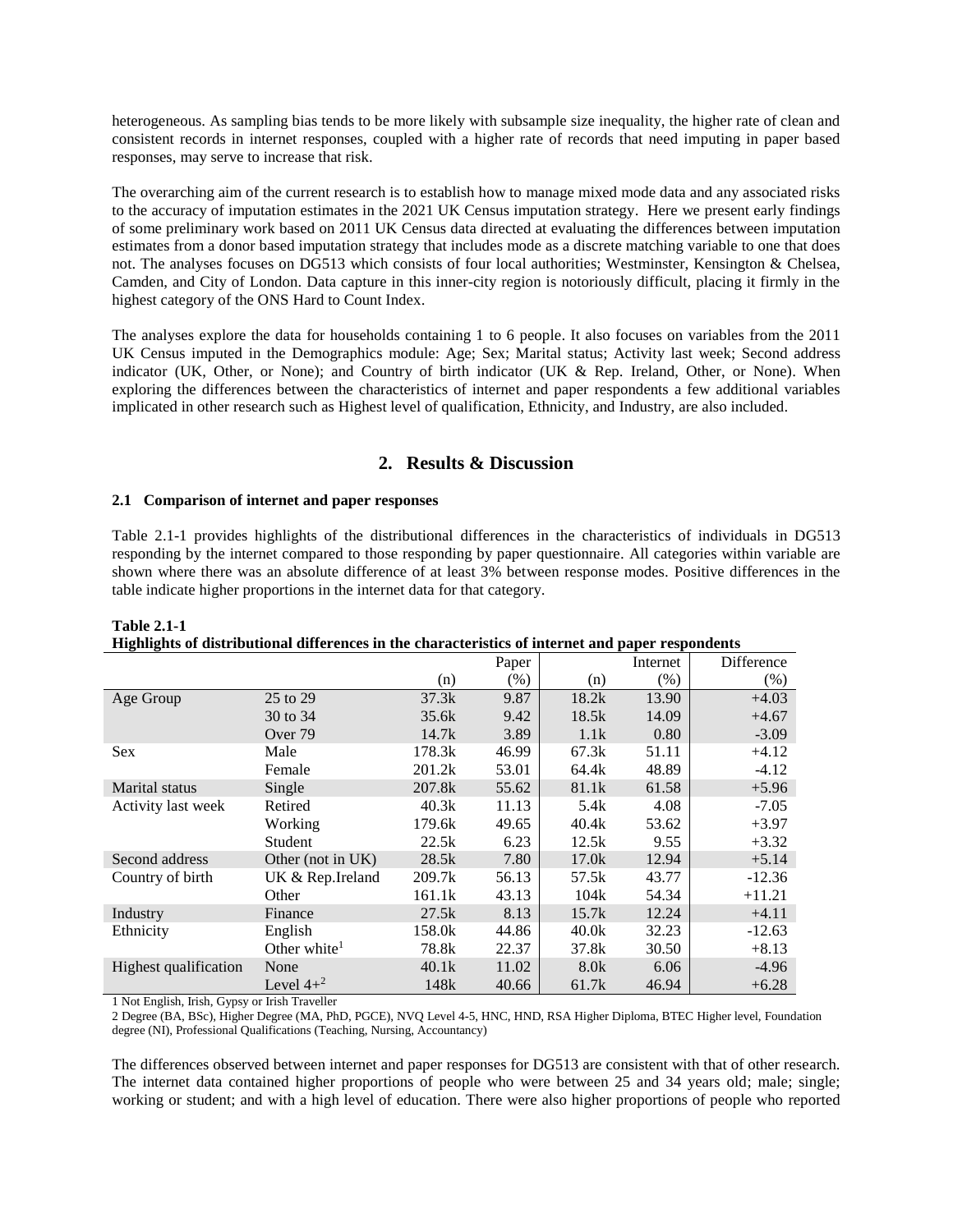heterogeneous. As sampling bias tends to be more likely with subsample size inequality, the higher rate of clean and consistent records in internet responses, coupled with a higher rate of records that need imputing in paper based responses, may serve to increase that risk.

The overarching aim of the current research is to establish how to manage mixed mode data and any associated risks to the accuracy of imputation estimates in the 2021 UK Census imputation strategy. Here we present early findings of some preliminary work based on 2011 UK Census data directed at evaluating the differences between imputation estimates from a donor based imputation strategy that includes mode as a discrete matching variable to one that does not. The analyses focuses on DG513 which consists of four local authorities; Westminster, Kensington & Chelsea, Camden, and City of London. Data capture in this inner-city region is notoriously difficult, placing it firmly in the highest category of the ONS Hard to Count Index.

The analyses explore the data for households containing 1 to 6 people. It also focuses on variables from the 2011 UK Census imputed in the Demographics module: Age; Sex; Marital status; Activity last week; Second address indicator (UK, Other, or None); and Country of birth indicator (UK & Rep. Ireland, Other, or None). When exploring the differences between the characteristics of internet and paper respondents a few additional variables implicated in other research such as Highest level of qualification, Ethnicity, and Industry, are also included.

## 2. Results & Discussion

### 2.1 Comparison of internet and paper responses

Table 2.1-1 provides highlights of the distributional differences in the characteristics of individuals in DG513 responding by the internet compared to those responding by paper questionnaire. All categories within variable are shown where there was an absolute difference of at least 3% between response modes. Positive differences in the table indicate higher proportions in the internet data for that category.

**Table 2.1-1**
**Highlights of distributional differences in the characteristics of internet and paper respondents**

| | | | Paper | | Internet | Difference |
|---|---|---|---|---|---|---|
| | | (n) | (%) | (n) | (%) | (%) |
| Age Group | 25 to 29 | 37.3k | 9.87 | 18.2k | 13.90 | +4.03 |
| | 30 to 34 | 35.6k | 9.42 | 18.5k | 14.09 | +4.67 |
| | Over 79 | 14.7k | 3.89 | 1.1k | 0.80 | -3.09 |
| Sex | Male | 178.3k | 46.99 | 67.3k | 51.11 | +4.12 |
| | Female | 201.2k | 53.01 | 64.4k | 48.89 | -4.12 |
| Marital status | Single | 207.8k | 55.62 | 81.1k | 61.58 | +5.96 |
| Activity last week | Retired | 40.3k | 11.13 | 5.4k | 4.08 | -7.05 |
| | Working | 179.6k | 49.65 | 40.4k | 53.62 | +3.97 |
| | Student | 22.5k | 6.23 | 12.5k | 9.55 | +3.32 |
| Second address | Other (not in UK) | 28.5k | 7.80 | 17.0k | 12.94 | +5.14 |
| Country of birth | UK & Rep.Ireland | 209.7k | 56.13 | 57.5k | 43.77 | -12.36 |
| | Other | 161.1k | 43.13 | 104k | 54.34 | +11.21 |
| Industry | Finance | 27.5k | 8.13 | 15.7k | 12.24 | +4.11 |
| Ethnicity | English | 158.0k | 44.86 | 40.0k | 32.23 | -12.63 |
| | Other white[1] | 78.8k | 22.37 | 37.8k | 30.50 | +8.13 |
| Highest qualification | None | 40.1k | 11.02 | 8.0k | 6.06 | -4.96 |
| | Level 4+[2] | 148k | 40.66 | 61.7k | 46.94 | +6.28 |

1 Not English, Irish, Gypsy or Irish Traveller

2 Degree (BA, BSc), Higher Degree (MA, PhD, PGCE), NVQ Level 4-5, HNC, HND, RSA Higher Diploma, BTEC Higher level, Foundation degree (NI), Professional Qualifications (Teaching, Nursing, Accountancy)

The differences observed between internet and paper responses for DG513 are consistent with that of other research. The internet data contained higher proportions of people who were between 25 and 34 years old; male; single; working or student; and with a high level of education. There were also higher proportions of people who reported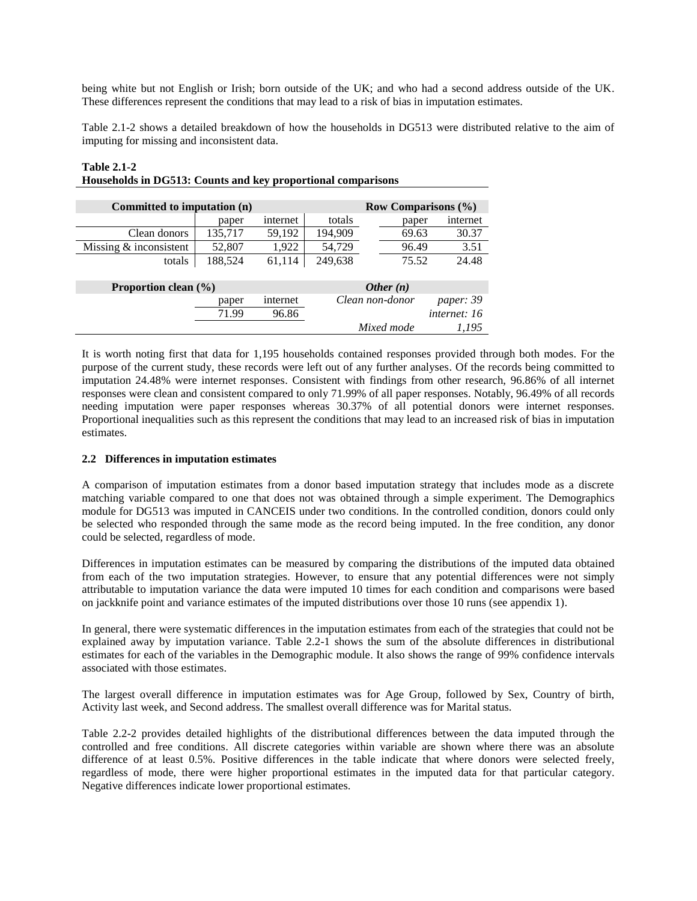being white but not English or Irish; born outside of the UK; and who had a second address outside of the UK. These differences represent the conditions that may lead to a risk of bias in imputation estimates.

Table 2.1-2 shows a detailed breakdown of how the households in DG513 were distributed relative to the aim of imputing for missing and inconsistent data.

**Table 2.1-2**
**Households in DG513: Counts and key proportional comparisons**

| **Committed to imputation (n)** | | | | **Row Comparisons (%)** | |
|---|---|---|---|---|---|
| | paper | internet | totals | paper | internet |
| Clean donors | 135,717 | 59,192 | 194,909 | 69.63 | 30.37 |
| Missing & inconsistent | 52,807 | 1,922 | 54,729 | 96.49 | 3.51 |
| totals | 188,524 | 61,114 | 249,638 | 75.52 | 24.48 |
| | | | | | |
| **Proportion clean (%)** | | | | ***Other (n)*** | |
| | paper | internet | | *Clean non-donor* | *paper: 39* |
| | 71.99 | 96.86 | | | *internet: 16* |
| | | | | *Mixed mode* | *1,195* |

It is worth noting first that data for 1,195 households contained responses provided through both modes. For the purpose of the current study, these records were left out of any further analyses. Of the records being committed to imputation 24.48% were internet responses. Consistent with findings from other research, 96.86% of all internet responses were clean and consistent compared to only 71.99% of all paper responses. Notably, 96.49% of all records needing imputation were paper responses whereas 30.37% of all potential donors were internet responses. Proportional inequalities such as this represent the conditions that may lead to an increased risk of bias in imputation estimates.

### 2.2 Differences in imputation estimates

A comparison of imputation estimates from a donor based imputation strategy that includes mode as a discrete matching variable compared to one that does not was obtained through a simple experiment. The Demographics module for DG513 was imputed in CANCEIS under two conditions. In the controlled condition, donors could only be selected who responded through the same mode as the record being imputed. In the free condition, any donor could be selected, regardless of mode.

Differences in imputation estimates can be measured by comparing the distributions of the imputed data obtained from each of the two imputation strategies. However, to ensure that any potential differences were not simply attributable to imputation variance the data were imputed 10 times for each condition and comparisons were based on jackknife point and variance estimates of the imputed distributions over those 10 runs (see appendix 1).

In general, there were systematic differences in the imputation estimates from each of the strategies that could not be explained away by imputation variance. Table 2.2-1 shows the sum of the absolute differences in distributional estimates for each of the variables in the Demographic module. It also shows the range of 99% confidence intervals associated with those estimates.

The largest overall difference in imputation estimates was for Age Group, followed by Sex, Country of birth, Activity last week, and Second address. The smallest overall difference was for Marital status.

Table 2.2-2 provides detailed highlights of the distributional differences between the data imputed through the controlled and free conditions. All discrete categories within variable are shown where there was an absolute difference of at least 0.5%. Positive differences in the table indicate that where donors were selected freely, regardless of mode, there were higher proportional estimates in the imputed data for that particular category. Negative differences indicate lower proportional estimates.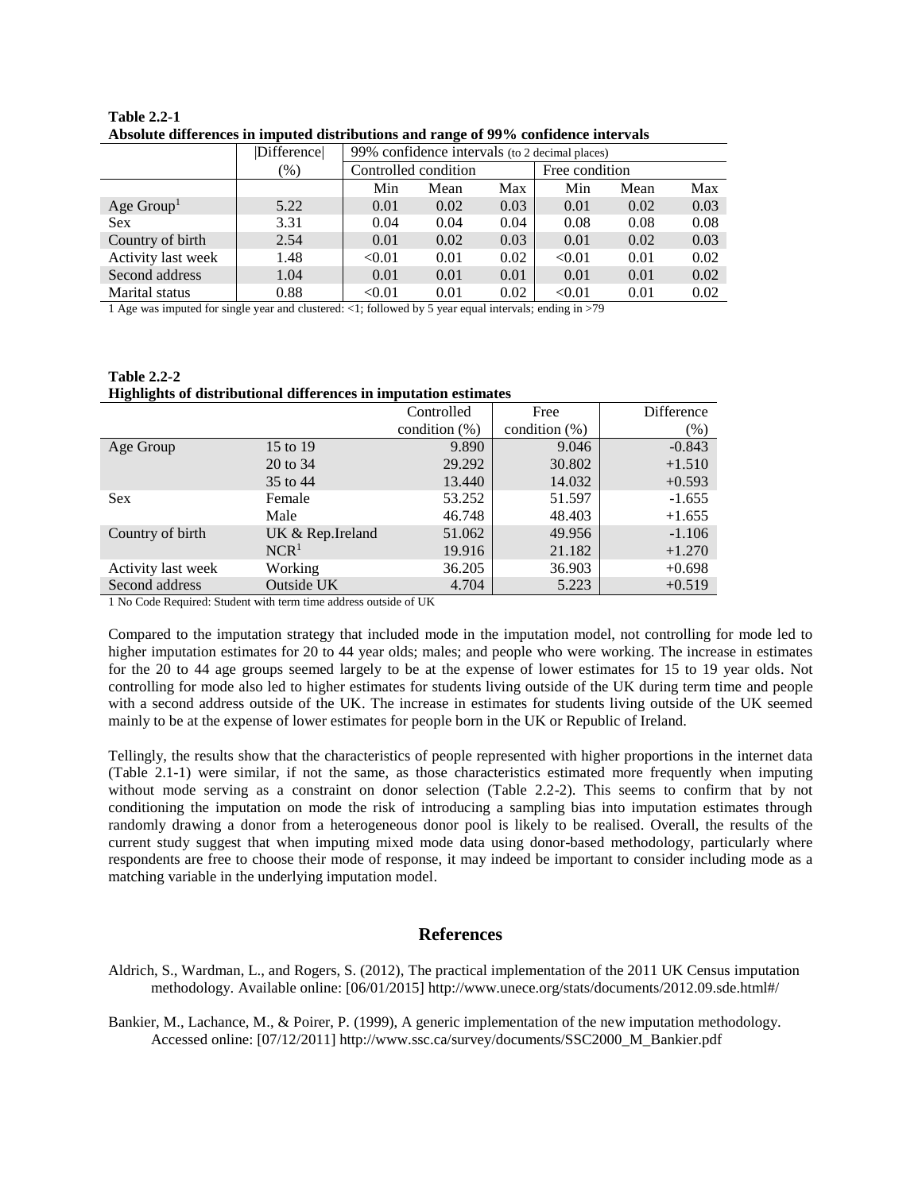**Table 2.2-1**
**Absolute differences in imputed distributions and range of 99% confidence intervals**

| | \|Difference\| (%) | 99% confidence intervals (to 2 decimal places) | | | | | |
|---|---|---|---|---|---|---|---|
| | | Controlled condition | | | Free condition | | |
| | | Min | Mean | Max | Min | Mean | Max |
| Age Group[1] | 5.22 | 0.01 | 0.02 | 0.03 | 0.01 | 0.02 | 0.03 |
| Sex | 3.31 | 0.04 | 0.04 | 0.04 | 0.08 | 0.08 | 0.08 |
| Country of birth | 2.54 | 0.01 | 0.02 | 0.03 | 0.01 | 0.02 | 0.03 |
| Activity last week | 1.48 | <0.01 | 0.01 | 0.02 | <0.01 | 0.01 | 0.02 |
| Second address | 1.04 | 0.01 | 0.01 | 0.01 | 0.01 | 0.01 | 0.02 |
| Marital status | 0.88 | <0.01 | 0.01 | 0.02 | <0.01 | 0.01 | 0.02 |

1 Age was imputed for single year and clustered: <1; followed by 5 year equal intervals; ending in >79

**Table 2.2-2**
**Highlights of distributional differences in imputation estimates**

| | | Controlled condition (%) | Free condition (%) | Difference (%) |
|---|---|---|---|---|
| Age Group | 15 to 19 | 9.890 | 9.046 | -0.843 |
| | 20 to 34 | 29.292 | 30.802 | +1.510 |
| | 35 to 44 | 13.440 | 14.032 | +0.593 |
| Sex | Female | 53.252 | 51.597 | -1.655 |
| | Male | 46.748 | 48.403 | +1.655 |
| Country of birth | UK & Rep.Ireland | 51.062 | 49.956 | -1.106 |
| | NCR[1] | 19.916 | 21.182 | +1.270 |
| Activity last week | Working | 36.205 | 36.903 | +0.698 |
| Second address | Outside UK | 4.704 | 5.223 | +0.519 |

1 No Code Required: Student with term time address outside of UK

Compared to the imputation strategy that included mode in the imputation model, not controlling for mode led to higher imputation estimates for 20 to 44 year olds; males; and people who were working. The increase in estimates for the 20 to 44 age groups seemed largely to be at the expense of lower estimates for 15 to 19 year olds. Not controlling for mode also led to higher estimates for students living outside of the UK during term time and people with a second address outside of the UK. The increase in estimates for students living outside of the UK seemed mainly to be at the expense of lower estimates for people born in the UK or Republic of Ireland.

Tellingly, the results show that the characteristics of people represented with higher proportions in the internet data (Table 2.1-1) were similar, if not the same, as those characteristics estimated more frequently when imputing without mode serving as a constraint on donor selection (Table 2.2-2). This seems to confirm that by not conditioning the imputation on mode the risk of introducing a sampling bias into imputation estimates through randomly drawing a donor from a heterogeneous donor pool is likely to be realised. Overall, the results of the current study suggest that when imputing mixed mode data using donor-based methodology, particularly where respondents are free to choose their mode of response, it may indeed be important to consider including mode as a matching variable in the underlying imputation model.

## References

Aldrich, S., Wardman, L., and Rogers, S. (2012), The practical implementation of the 2011 UK Census imputation methodology. Available online: [06/01/2015] http://www.unece.org/stats/documents/2012.09.sde.html#/

Bankier, M., Lachance, M., & Poirer, P. (1999), A generic implementation of the new imputation methodology. Accessed online: [07/12/2011] http://www.ssc.ca/survey/documents/SSC2000_M_Bankier.pdf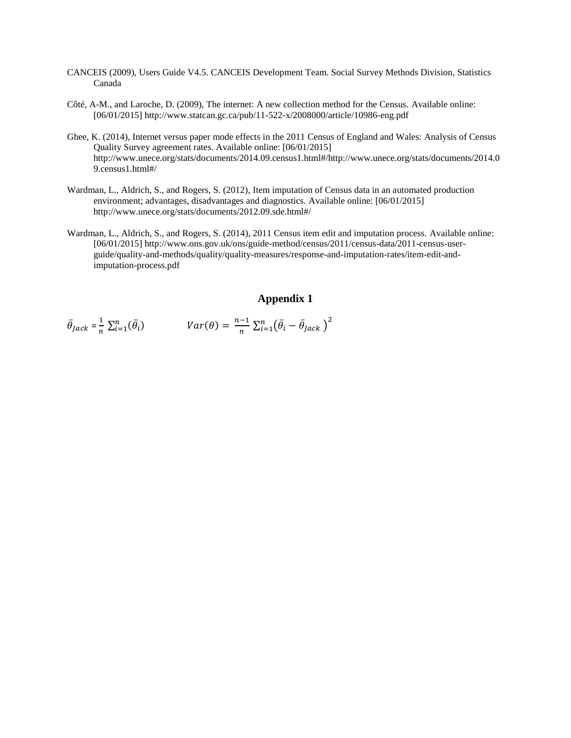CANCEIS (2009), Users Guide V4.5. CANCEIS Development Team. Social Survey Methods Division, Statistics Canada

Côté, A-M., and Laroche, D. (2009), The internet: A new collection method for the Census. Available online: [06/01/2015] http://www.statcan.gc.ca/pub/11-522-x/2008000/article/10986-eng.pdf

Ghee, K. (2014), Internet versus paper mode effects in the 2011 Census of England and Wales: Analysis of Census Quality Survey agreement rates. Available online: [06/01/2015] http://www.unece.org/stats/documents/2014.09.census1.html#/http://www.unece.org/stats/documents/2014.09.census1.html#/

Wardman, L., Aldrich, S., and Rogers, S. (2012), Item imputation of Census data in an automated production environment; advantages, disadvantages and diagnostics. Available online: [06/01/2015] http://www.unece.org/stats/documents/2012.09.sde.html#/

Wardman, L., Aldrich, S., and Rogers, S. (2014), 2011 Census item edit and imputation process. Available online: [06/01/2015] http://www.ons.gov.uk/ons/guide-method/census/2011/census-data/2011-census-user-guide/quality-and-methods/quality/quality-measures/response-and-imputation-rates/item-edit-and-imputation-process.pdf

## Appendix 1

$$\bar{\theta}_{Jack} = \frac{1}{n} \sum_{i=1}^{n} (\bar{\theta}_i) \qquad Var(\theta) = \frac{n-1}{n} \sum_{i=1}^{n} \left(\bar{\theta}_i - \bar{\theta}_{Jack}\right)^2$$